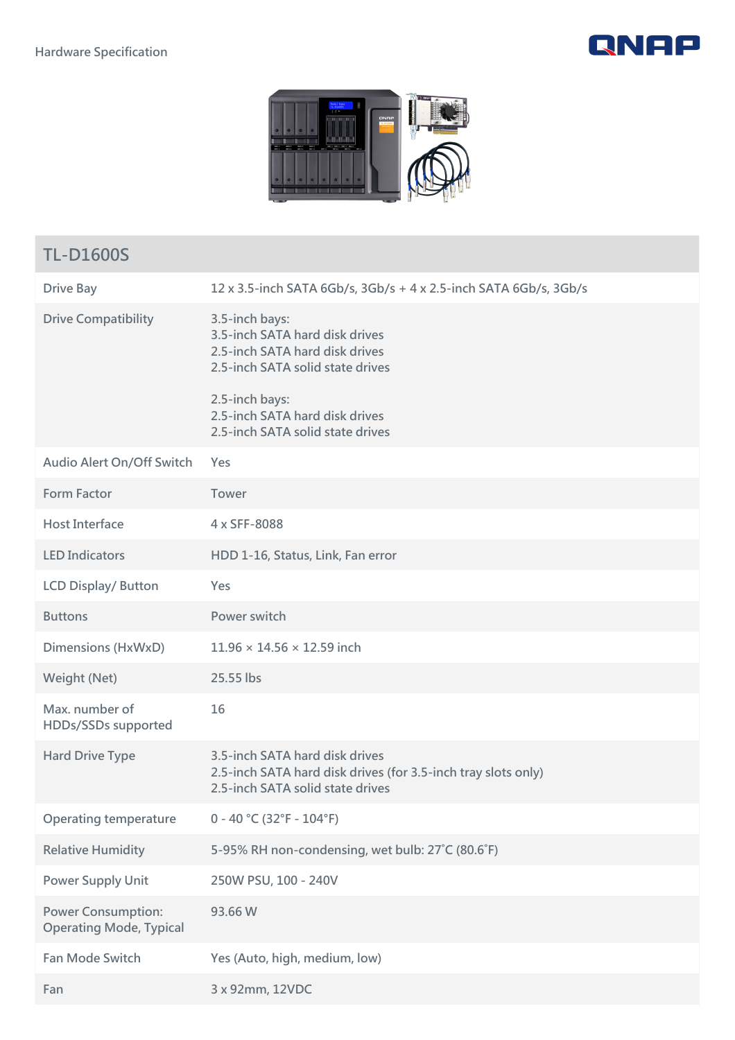Hardware Specification

## TL-D1600S

| | |
|---|---|
| Drive Bay | 12 x 3.5-inch SATA 6Gb/s, 3Gb/s + 4 x 2.5-inch SATA 6Gb/s, 3Gb/s |
| Drive Compatibility | 3.5-inch bays:<br>3.5-inch SATA hard disk drives<br>2.5-inch SATA hard disk drives<br>2.5-inch SATA solid state drives<br><br>2.5-inch bays:<br>2.5-inch SATA hard disk drives<br>2.5-inch SATA solid state drives |
| Audio Alert On/Off Switch | Yes |
| Form Factor | Tower |
| Host Interface | 4 x SFF-8088 |
| LED Indicators | HDD 1-16, Status, Link, Fan error |
| LCD Display/ Button | Yes |
| Buttons | Power switch |
| Dimensions (HxWxD) | 11.96 × 14.56 × 12.59 inch |
| Weight (Net) | 25.55 lbs |
| Max. number of HDDs/SSDs supported | 16 |
| Hard Drive Type | 3.5-inch SATA hard disk drives<br>2.5-inch SATA hard disk drives (for 3.5-inch tray slots only)<br>2.5-inch SATA solid state drives |
| Operating temperature | 0 - 40 °C (32°F - 104°F) |
| Relative Humidity | 5-95% RH non-condensing, wet bulb: 27˚C (80.6˚F) |
| Power Supply Unit | 250W PSU, 100 - 240V |
| Power Consumption: Operating Mode, Typical | 93.66 W |
| Fan Mode Switch | Yes (Auto, high, medium, low) |
| Fan | 3 x 92mm, 12VDC |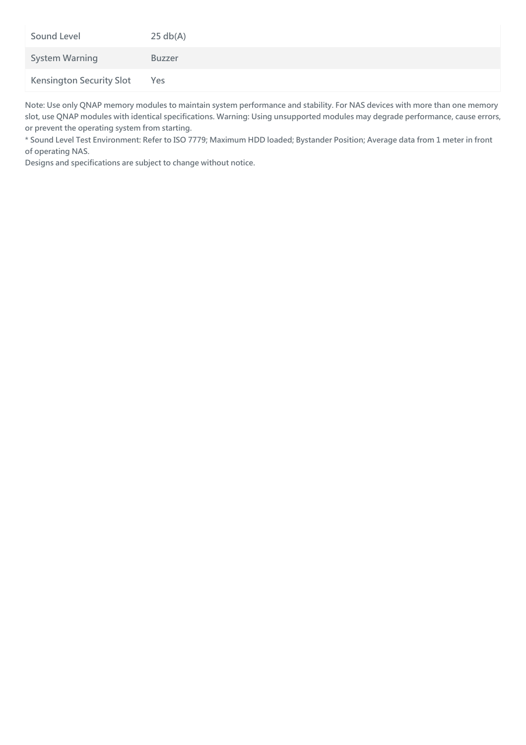| | |
|---|---|
| Sound Level | 25 db(A) |
| System Warning | Buzzer |
| Kensington Security Slot | Yes |

Note: Use only QNAP memory modules to maintain system performance and stability. For NAS devices with more than one memory slot, use QNAP modules with identical specifications. Warning: Using unsupported modules may degrade performance, cause errors, or prevent the operating system from starting.

* Sound Level Test Environment: Refer to ISO 7779; Maximum HDD loaded; Bystander Position; Average data from 1 meter in front of operating NAS.

Designs and specifications are subject to change without notice.